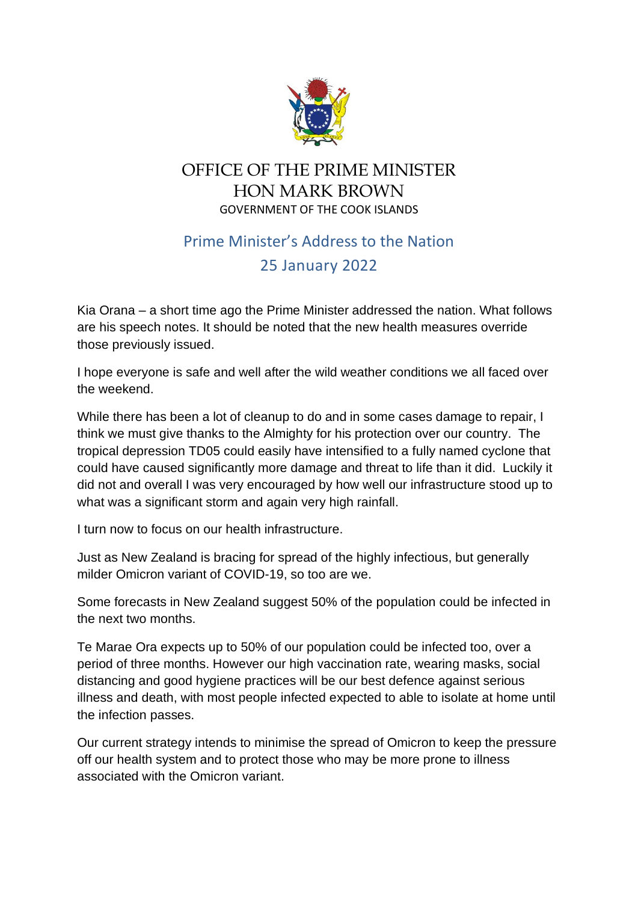# OFFICE OF THE PRIME MINISTER
# HON MARK BROWN
GOVERNMENT OF THE COOK ISLANDS

## Prime Minister's Address to the Nation
## 25 January 2022

Kia Orana – a short time ago the Prime Minister addressed the nation. What follows are his speech notes. It should be noted that the new health measures override those previously issued.

I hope everyone is safe and well after the wild weather conditions we all faced over the weekend.

While there has been a lot of cleanup to do and in some cases damage to repair, I think we must give thanks to the Almighty for his protection over our country. The tropical depression TD05 could easily have intensified to a fully named cyclone that could have caused significantly more damage and threat to life than it did. Luckily it did not and overall I was very encouraged by how well our infrastructure stood up to what was a significant storm and again very high rainfall.

I turn now to focus on our health infrastructure.

Just as New Zealand is bracing for spread of the highly infectious, but generally milder Omicron variant of COVID-19, so too are we.

Some forecasts in New Zealand suggest 50% of the population could be infected in the next two months.

Te Marae Ora expects up to 50% of our population could be infected too, over a period of three months. However our high vaccination rate, wearing masks, social distancing and good hygiene practices will be our best defence against serious illness and death, with most people infected expected to able to isolate at home until the infection passes.

Our current strategy intends to minimise the spread of Omicron to keep the pressure off our health system and to protect those who may be more prone to illness associated with the Omicron variant.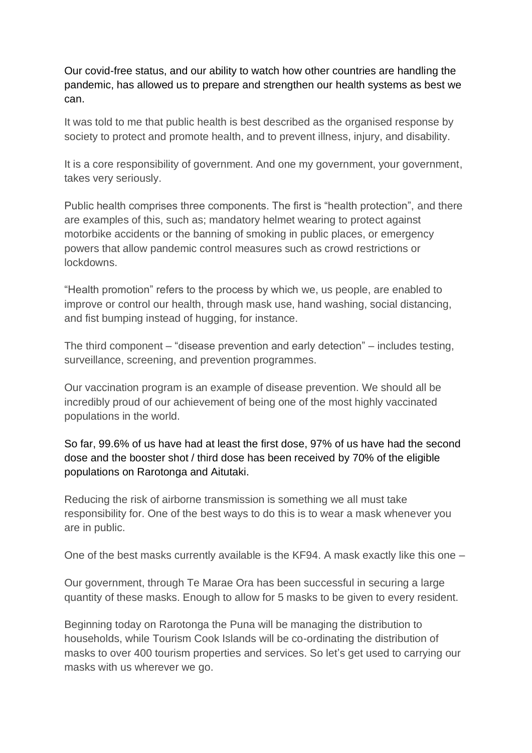Our covid-free status, and our ability to watch how other countries are handling the pandemic, has allowed us to prepare and strengthen our health systems as best we can.

It was told to me that public health is best described as the organised response by society to protect and promote health, and to prevent illness, injury, and disability.

It is a core responsibility of government. And one my government, your government, takes very seriously.

Public health comprises three components. The first is "health protection", and there are examples of this, such as; mandatory helmet wearing to protect against motorbike accidents or the banning of smoking in public places, or emergency powers that allow pandemic control measures such as crowd restrictions or lockdowns.

"Health promotion" refers to the process by which we, us people, are enabled to improve or control our health, through mask use, hand washing, social distancing, and fist bumping instead of hugging, for instance.

The third component – "disease prevention and early detection" – includes testing, surveillance, screening, and prevention programmes.

Our vaccination program is an example of disease prevention. We should all be incredibly proud of our achievement of being one of the most highly vaccinated populations in the world.

So far, 99.6% of us have had at least the first dose, 97% of us have had the second dose and the booster shot / third dose has been received by 70% of the eligible populations on Rarotonga and Aitutaki.

Reducing the risk of airborne transmission is something we all must take responsibility for. One of the best ways to do this is to wear a mask whenever you are in public.

One of the best masks currently available is the KF94. A mask exactly like this one –

Our government, through Te Marae Ora has been successful in securing a large quantity of these masks. Enough to allow for 5 masks to be given to every resident.

Beginning today on Rarotonga the Puna will be managing the distribution to households, while Tourism Cook Islands will be co-ordinating the distribution of masks to over 400 tourism properties and services. So let's get used to carrying our masks with us wherever we go.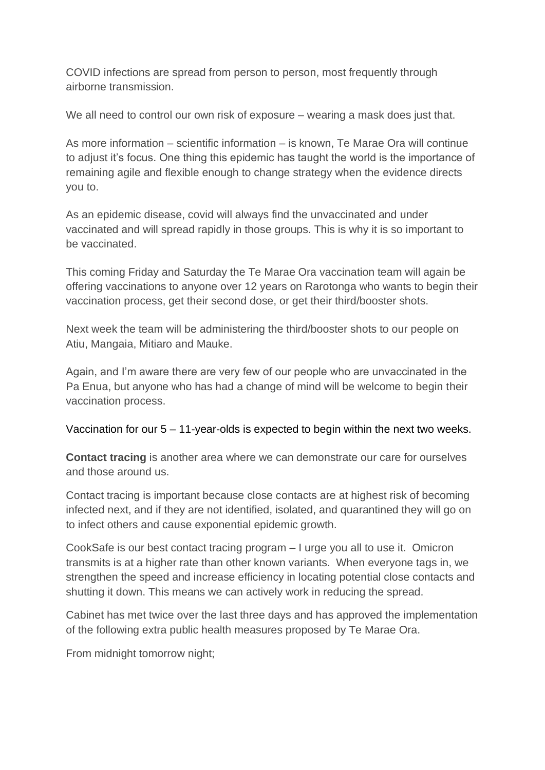COVID infections are spread from person to person, most frequently through airborne transmission.

We all need to control our own risk of exposure – wearing a mask does just that.

As more information – scientific information – is known, Te Marae Ora will continue to adjust it's focus. One thing this epidemic has taught the world is the importance of remaining agile and flexible enough to change strategy when the evidence directs you to.

As an epidemic disease, covid will always find the unvaccinated and under vaccinated and will spread rapidly in those groups. This is why it is so important to be vaccinated.

This coming Friday and Saturday the Te Marae Ora vaccination team will again be offering vaccinations to anyone over 12 years on Rarotonga who wants to begin their vaccination process, get their second dose, or get their third/booster shots.

Next week the team will be administering the third/booster shots to our people on Atiu, Mangaia, Mitiaro and Mauke.

Again, and I'm aware there are very few of our people who are unvaccinated in the Pa Enua, but anyone who has had a change of mind will be welcome to begin their vaccination process.

Vaccination for our 5 – 11-year-olds is expected to begin within the next two weeks.

**Contact tracing** is another area where we can demonstrate our care for ourselves and those around us.

Contact tracing is important because close contacts are at highest risk of becoming infected next, and if they are not identified, isolated, and quarantined they will go on to infect others and cause exponential epidemic growth.

CookSafe is our best contact tracing program – I urge you all to use it. Omicron transmits is at a higher rate than other known variants. When everyone tags in, we strengthen the speed and increase efficiency in locating potential close contacts and shutting it down. This means we can actively work in reducing the spread.

Cabinet has met twice over the last three days and has approved the implementation of the following extra public health measures proposed by Te Marae Ora.

From midnight tomorrow night;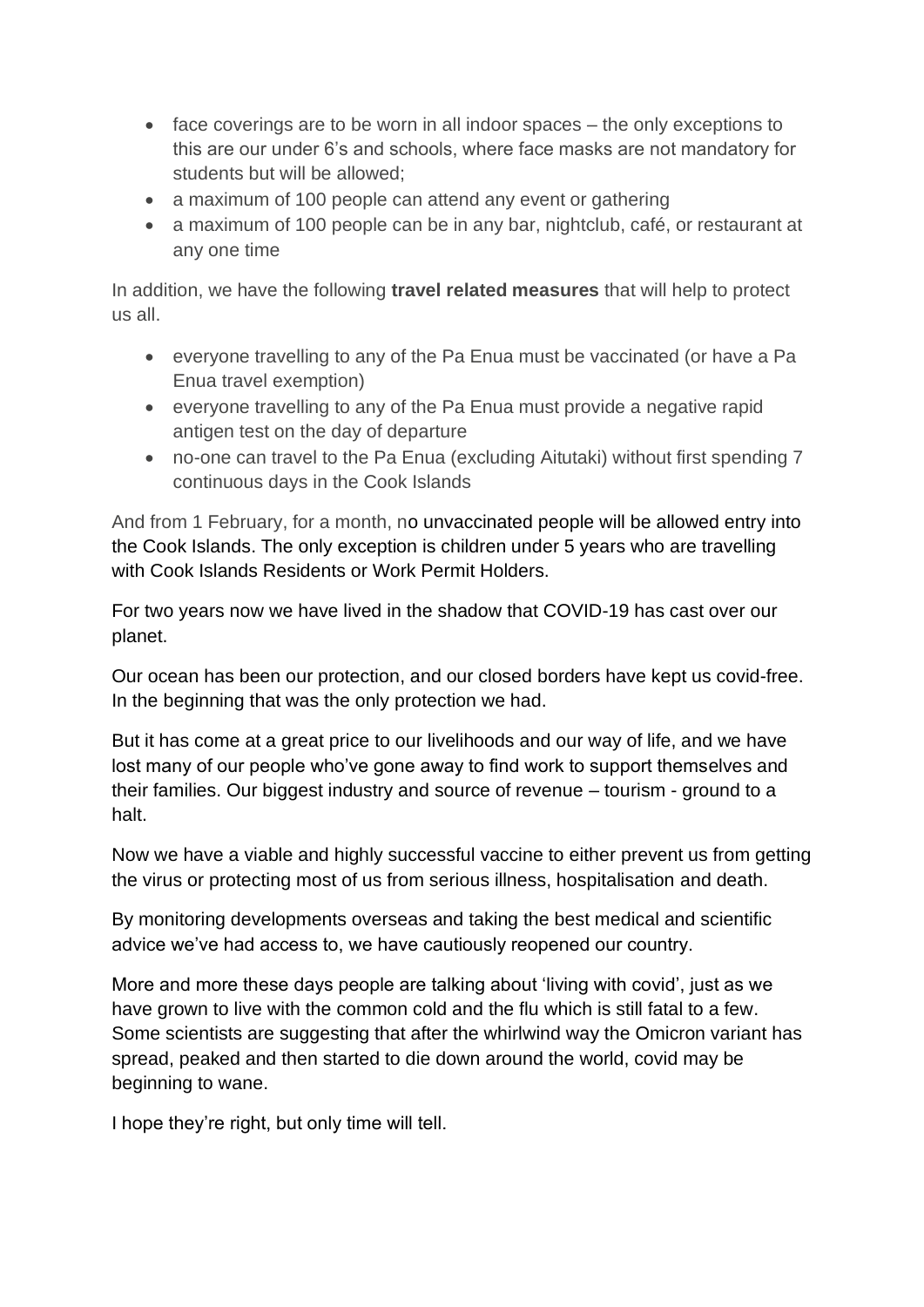- face coverings are to be worn in all indoor spaces – the only exceptions to this are our under 6's and schools, where face masks are not mandatory for students but will be allowed;
- a maximum of 100 people can attend any event or gathering
- a maximum of 100 people can be in any bar, nightclub, café, or restaurant at any one time

In addition, we have the following **travel related measures** that will help to protect us all.

- everyone travelling to any of the Pa Enua must be vaccinated (or have a Pa Enua travel exemption)
- everyone travelling to any of the Pa Enua must provide a negative rapid antigen test on the day of departure
- no-one can travel to the Pa Enua (excluding Aitutaki) without first spending 7 continuous days in the Cook Islands

And from 1 February, for a month, no unvaccinated people will be allowed entry into the Cook Islands. The only exception is children under 5 years who are travelling with Cook Islands Residents or Work Permit Holders.

For two years now we have lived in the shadow that COVID-19 has cast over our planet.

Our ocean has been our protection, and our closed borders have kept us covid-free. In the beginning that was the only protection we had.

But it has come at a great price to our livelihoods and our way of life, and we have lost many of our people who've gone away to find work to support themselves and their families. Our biggest industry and source of revenue – tourism - ground to a halt.

Now we have a viable and highly successful vaccine to either prevent us from getting the virus or protecting most of us from serious illness, hospitalisation and death.

By monitoring developments overseas and taking the best medical and scientific advice we've had access to, we have cautiously reopened our country.

More and more these days people are talking about 'living with covid', just as we have grown to live with the common cold and the flu which is still fatal to a few. Some scientists are suggesting that after the whirlwind way the Omicron variant has spread, peaked and then started to die down around the world, covid may be beginning to wane.

I hope they're right, but only time will tell.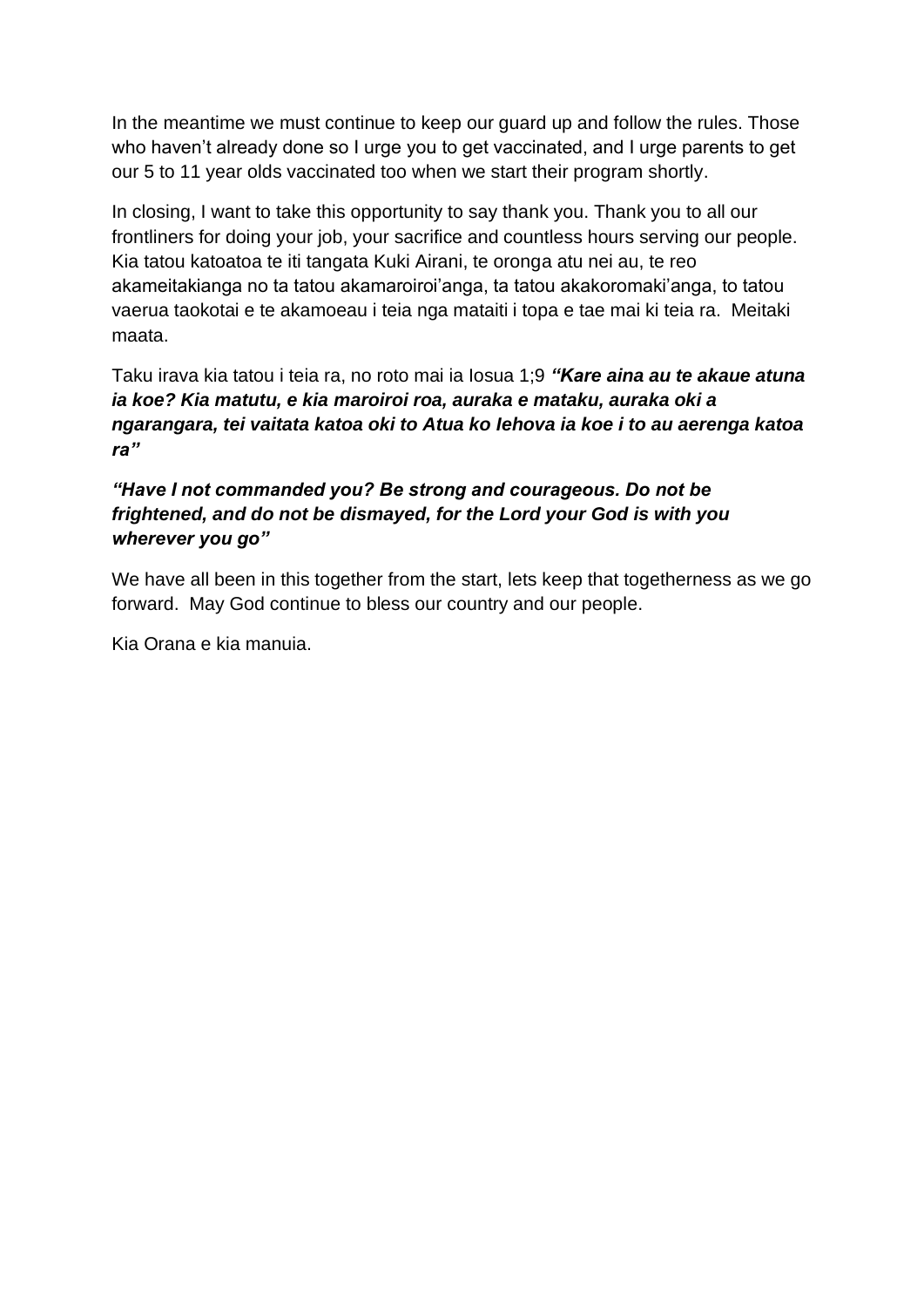In the meantime we must continue to keep our guard up and follow the rules. Those who haven't already done so I urge you to get vaccinated, and I urge parents to get our 5 to 11 year olds vaccinated too when we start their program shortly.

In closing, I want to take this opportunity to say thank you. Thank you to all our frontliners for doing your job, your sacrifice and countless hours serving our people. Kia tatou katoatoa te iti tangata Kuki Airani, te oronga atu nei au, te reo akameitakianga no ta tatou akamaroiroi'anga, ta tatou akakoromaki'anga, to tatou vaerua taokotai e te akamoeau i teia nga mataiti i topa e tae mai ki teia ra. Meitaki maata.

Taku irava kia tatou i teia ra, no roto mai ia Iosua 1;9 ***"Kare aina au te akaue atuna ia koe? Kia matutu, e kia maroiroi roa, auraka e mataku, auraka oki a ngarangara, tei vaitata katoa oki to Atua ko Iehova ia koe i to au aerenga katoa ra"***

***"Have I not commanded you? Be strong and courageous. Do not be frightened, and do not be dismayed, for the Lord your God is with you wherever you go"***

We have all been in this together from the start, lets keep that togetherness as we go forward. May God continue to bless our country and our people.

Kia Orana e kia manuia.